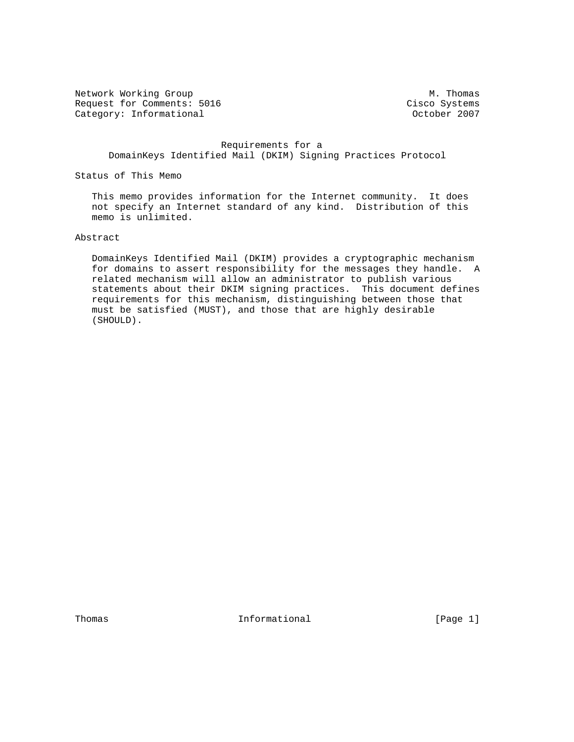Network Working Group M. Thomas
Request for Comments: 5016 Cisco Systems
Category: Informational October 2007

# Requirements for a DomainKeys Identified Mail (DKIM) Signing Practices Protocol

## Status of This Memo

This memo provides information for the Internet community. It does not specify an Internet standard of any kind. Distribution of this memo is unlimited.

## Abstract

DomainKeys Identified Mail (DKIM) provides a cryptographic mechanism for domains to assert responsibility for the messages they handle. A related mechanism will allow an administrator to publish various statements about their DKIM signing practices. This document defines requirements for this mechanism, distinguishing between those that must be satisfied (MUST), and those that are highly desirable (SHOULD).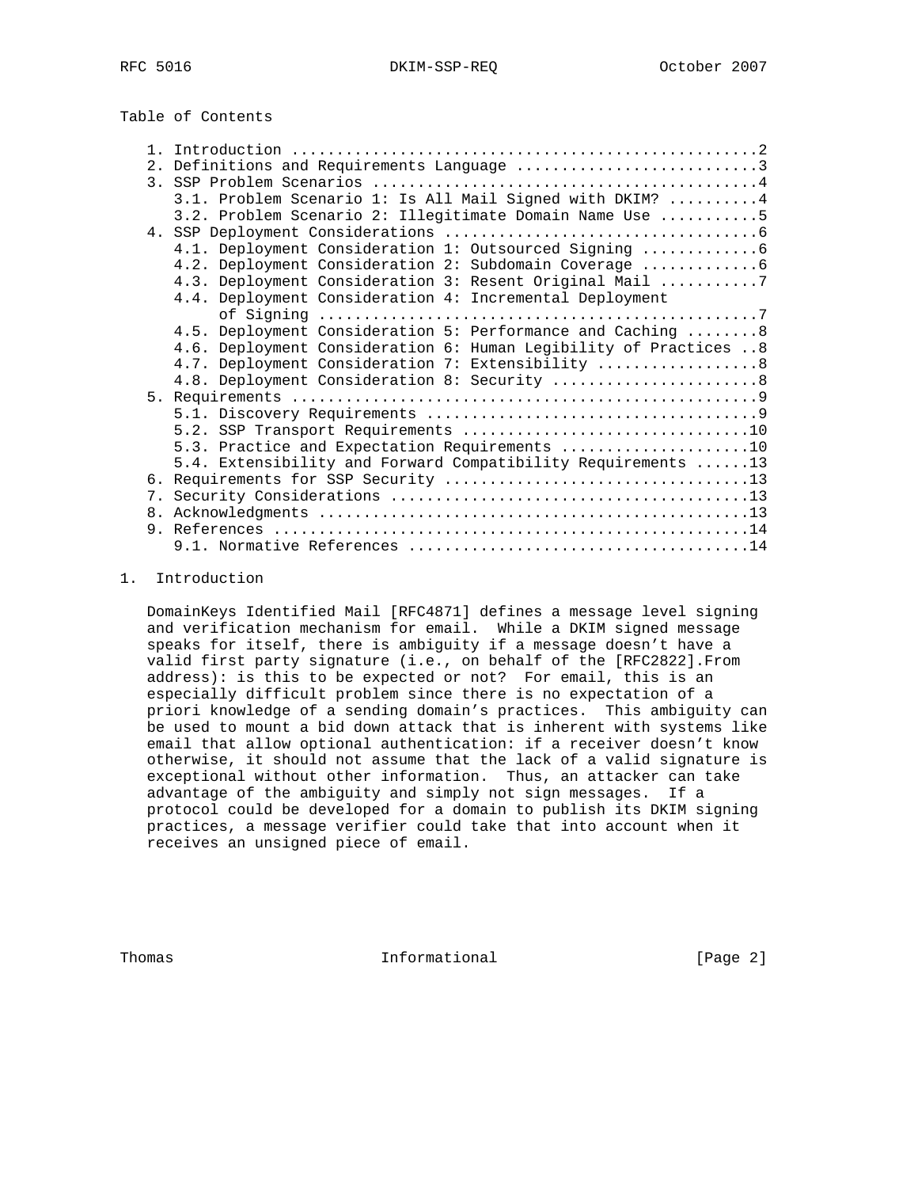Table of Contents

- 1. Introduction ....................................................2
- 2. Definitions and Requirements Language ...........................3
- 3. SSP Problem Scenarios ...........................................4
  - 3.1. Problem Scenario 1: Is All Mail Signed with DKIM? ..........4
  - 3.2. Problem Scenario 2: Illegitimate Domain Name Use ...........5
- 4. SSP Deployment Considerations ...................................6
  - 4.1. Deployment Consideration 1: Outsourced Signing .............6
  - 4.2. Deployment Consideration 2: Subdomain Coverage .............6
  - 4.3. Deployment Consideration 3: Resent Original Mail ...........7
  - 4.4. Deployment Consideration 4: Incremental Deployment of Signing ..................................................7
  - 4.5. Deployment Consideration 5: Performance and Caching ........8
  - 4.6. Deployment Consideration 6: Human Legibility of Practices ..8
  - 4.7. Deployment Consideration 7: Extensibility ..................8
  - 4.8. Deployment Consideration 8: Security .......................8
- 5. Requirements ....................................................9
  - 5.1. Discovery Requirements .....................................9
  - 5.2. SSP Transport Requirements ................................10
  - 5.3. Practice and Expectation Requirements .....................10
  - 5.4. Extensibility and Forward Compatibility Requirements ......13
- 6. Requirements for SSP Security ..................................13
- 7. Security Considerations ........................................13
- 8. Acknowledgments ................................................13
- 9. References .....................................................14
  - 9.1. Normative References ......................................14

# 1. Introduction

DomainKeys Identified Mail [RFC4871] defines a message level signing and verification mechanism for email. While a DKIM signed message speaks for itself, there is ambiguity if a message doesn't have a valid first party signature (i.e., on behalf of the [RFC2822].From address): is this to be expected or not? For email, this is an especially difficult problem since there is no expectation of a priori knowledge of a sending domain's practices. This ambiguity can be used to mount a bid down attack that is inherent with systems like email that allow optional authentication: if a receiver doesn't know otherwise, it should not assume that the lack of a valid signature is exceptional without other information. Thus, an attacker can take advantage of the ambiguity and simply not sign messages. If a protocol could be developed for a domain to publish its DKIM signing practices, a message verifier could take that into account when it receives an unsigned piece of email.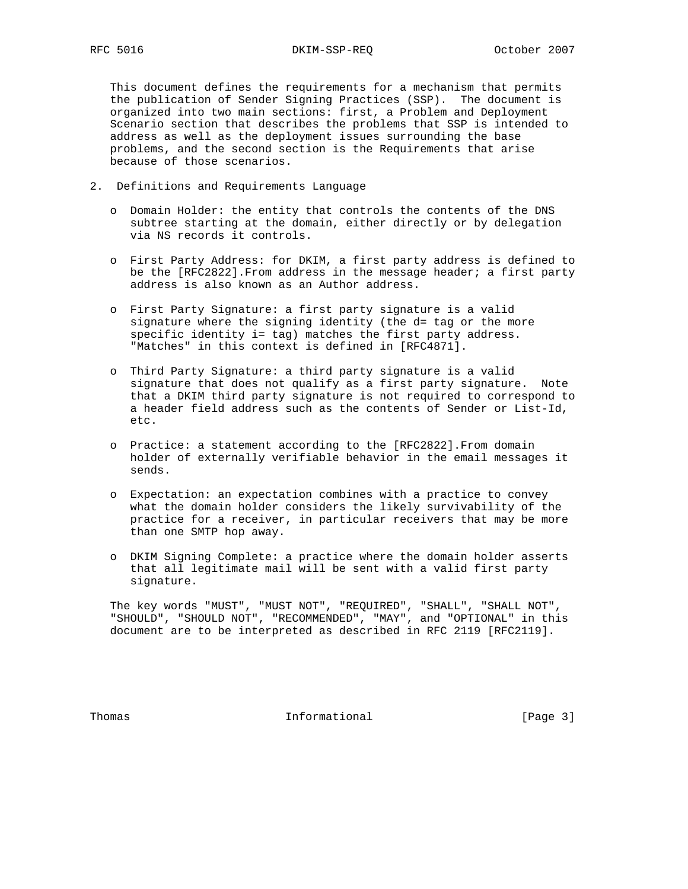This document defines the requirements for a mechanism that permits the publication of Sender Signing Practices (SSP). The document is organized into two main sections: first, a Problem and Deployment Scenario section that describes the problems that SSP is intended to address as well as the deployment issues surrounding the base problems, and the second section is the Requirements that arise because of those scenarios.

## 2. Definitions and Requirements Language

- Domain Holder: the entity that controls the contents of the DNS subtree starting at the domain, either directly or by delegation via NS records it controls.
- First Party Address: for DKIM, a first party address is defined to be the [RFC2822].From address in the message header; a first party address is also known as an Author address.
- First Party Signature: a first party signature is a valid signature where the signing identity (the d= tag or the more specific identity i= tag) matches the first party address. "Matches" in this context is defined in [RFC4871].
- Third Party Signature: a third party signature is a valid signature that does not qualify as a first party signature. Note that a DKIM third party signature is not required to correspond to a header field address such as the contents of Sender or List-Id, etc.
- Practice: a statement according to the [RFC2822].From domain holder of externally verifiable behavior in the email messages it sends.
- Expectation: an expectation combines with a practice to convey what the domain holder considers the likely survivability of the practice for a receiver, in particular receivers that may be more than one SMTP hop away.
- DKIM Signing Complete: a practice where the domain holder asserts that all legitimate mail will be sent with a valid first party signature.

The key words "MUST", "MUST NOT", "REQUIRED", "SHALL", "SHALL NOT", "SHOULD", "SHOULD NOT", "RECOMMENDED", "MAY", and "OPTIONAL" in this document are to be interpreted as described in RFC 2119 [RFC2119].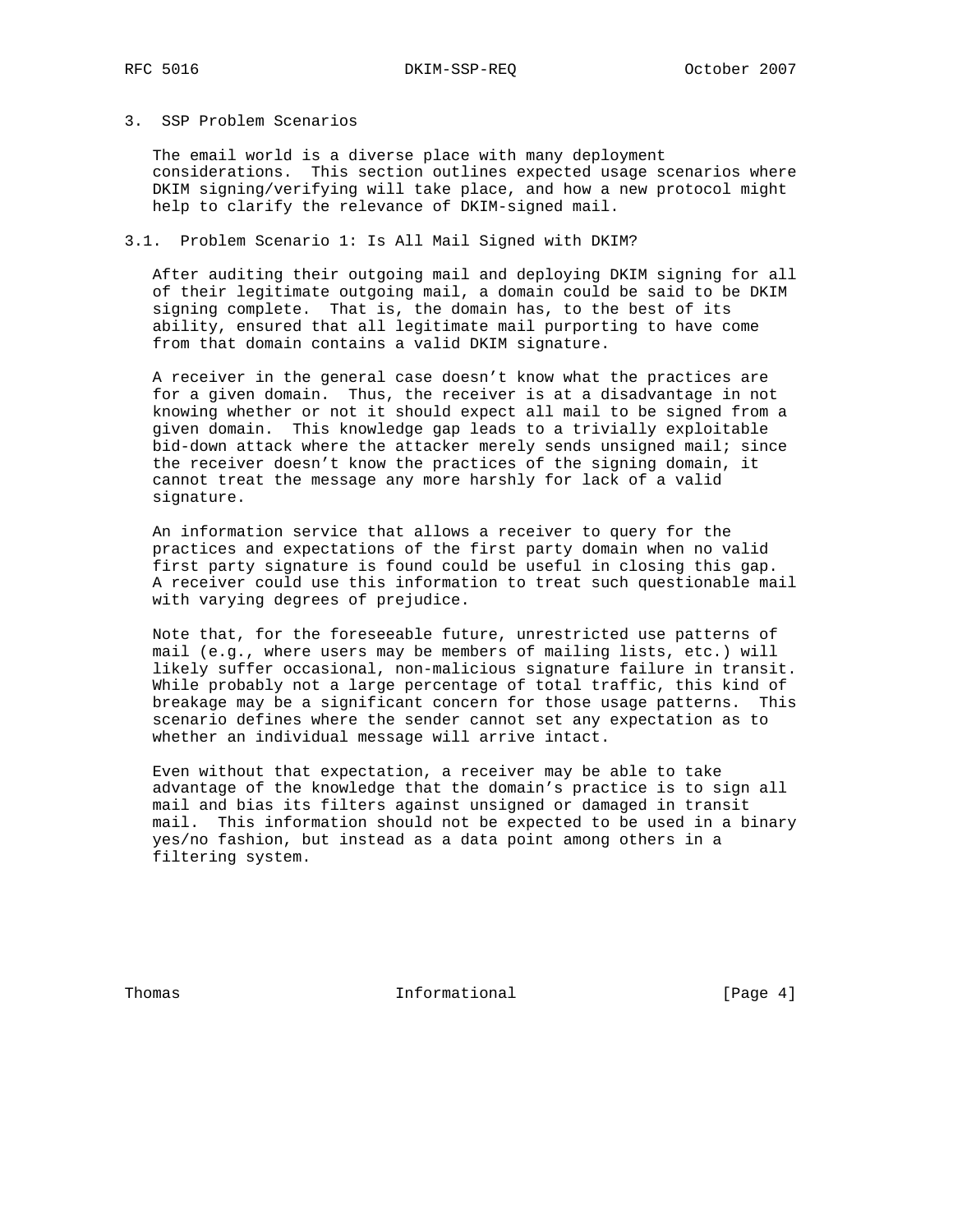## 3. SSP Problem Scenarios

The email world is a diverse place with many deployment considerations. This section outlines expected usage scenarios where DKIM signing/verifying will take place, and how a new protocol might help to clarify the relevance of DKIM-signed mail.

### 3.1. Problem Scenario 1: Is All Mail Signed with DKIM?

After auditing their outgoing mail and deploying DKIM signing for all of their legitimate outgoing mail, a domain could be said to be DKIM signing complete. That is, the domain has, to the best of its ability, ensured that all legitimate mail purporting to have come from that domain contains a valid DKIM signature.

A receiver in the general case doesn't know what the practices are for a given domain. Thus, the receiver is at a disadvantage in not knowing whether or not it should expect all mail to be signed from a given domain. This knowledge gap leads to a trivially exploitable bid-down attack where the attacker merely sends unsigned mail; since the receiver doesn't know the practices of the signing domain, it cannot treat the message any more harshly for lack of a valid signature.

An information service that allows a receiver to query for the practices and expectations of the first party domain when no valid first party signature is found could be useful in closing this gap. A receiver could use this information to treat such questionable mail with varying degrees of prejudice.

Note that, for the foreseeable future, unrestricted use patterns of mail (e.g., where users may be members of mailing lists, etc.) will likely suffer occasional, non-malicious signature failure in transit. While probably not a large percentage of total traffic, this kind of breakage may be a significant concern for those usage patterns. This scenario defines where the sender cannot set any expectation as to whether an individual message will arrive intact.

Even without that expectation, a receiver may be able to take advantage of the knowledge that the domain's practice is to sign all mail and bias its filters against unsigned or damaged in transit mail. This information should not be expected to be used in a binary yes/no fashion, but instead as a data point among others in a filtering system.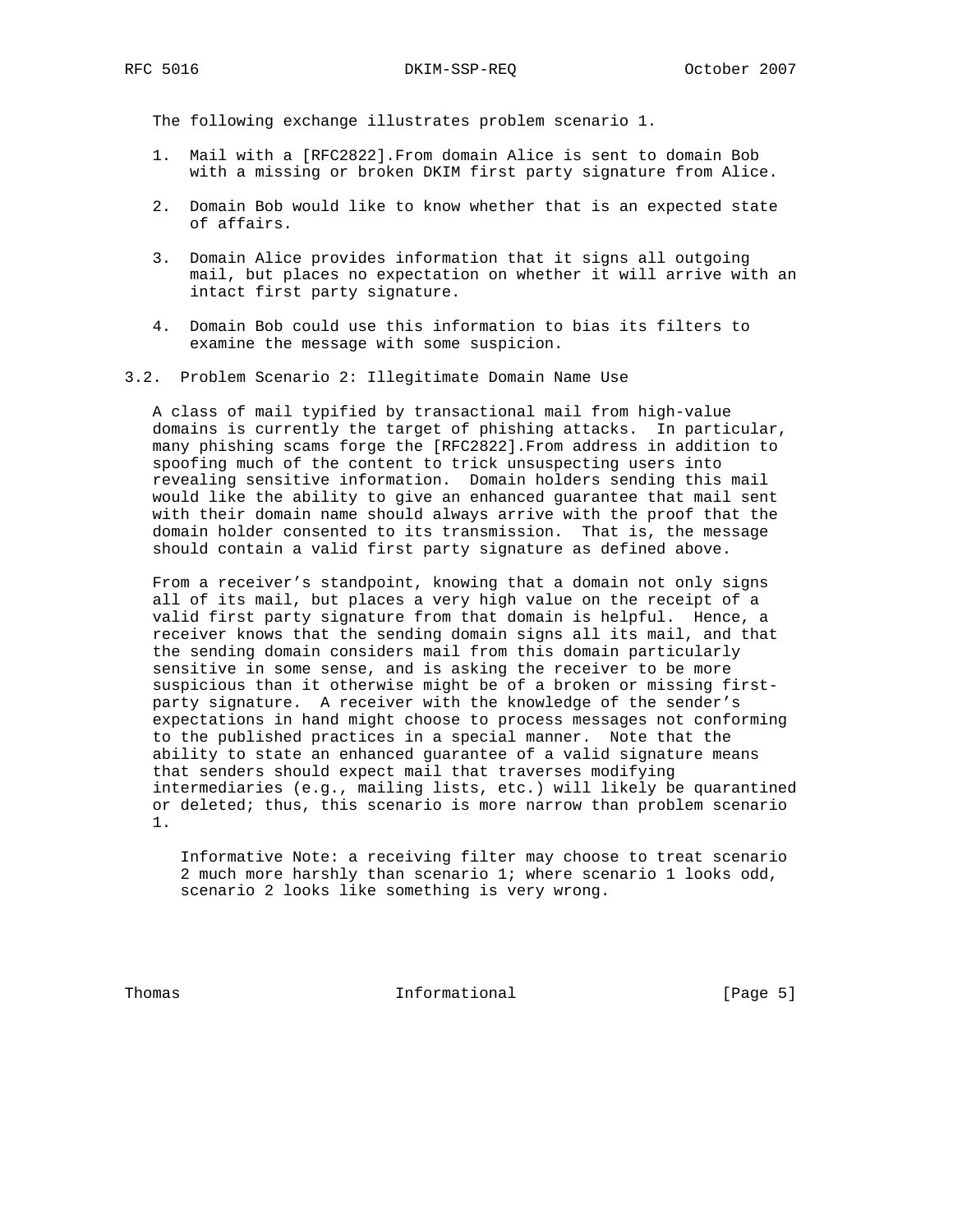The following exchange illustrates problem scenario 1.

1. Mail with a [RFC2822].From domain Alice is sent to domain Bob with a missing or broken DKIM first party signature from Alice.

2. Domain Bob would like to know whether that is an expected state of affairs.

3. Domain Alice provides information that it signs all outgoing mail, but places no expectation on whether it will arrive with an intact first party signature.

4. Domain Bob could use this information to bias its filters to examine the message with some suspicion.

### 3.2. Problem Scenario 2: Illegitimate Domain Name Use

A class of mail typified by transactional mail from high-value domains is currently the target of phishing attacks. In particular, many phishing scams forge the [RFC2822].From address in addition to spoofing much of the content to trick unsuspecting users into revealing sensitive information. Domain holders sending this mail would like the ability to give an enhanced guarantee that mail sent with their domain name should always arrive with the proof that the domain holder consented to its transmission. That is, the message should contain a valid first party signature as defined above.

From a receiver's standpoint, knowing that a domain not only signs all of its mail, but places a very high value on the receipt of a valid first party signature from that domain is helpful. Hence, a receiver knows that the sending domain signs all its mail, and that the sending domain considers mail from this domain particularly sensitive in some sense, and is asking the receiver to be more suspicious than it otherwise might be of a broken or missing first-party signature. A receiver with the knowledge of the sender's expectations in hand might choose to process messages not conforming to the published practices in a special manner. Note that the ability to state an enhanced guarantee of a valid signature means that senders should expect mail that traverses modifying intermediaries (e.g., mailing lists, etc.) will likely be quarantined or deleted; thus, this scenario is more narrow than problem scenario 1.

> Informative Note: a receiving filter may choose to treat scenario 2 much more harshly than scenario 1; where scenario 1 looks odd, scenario 2 looks like something is very wrong.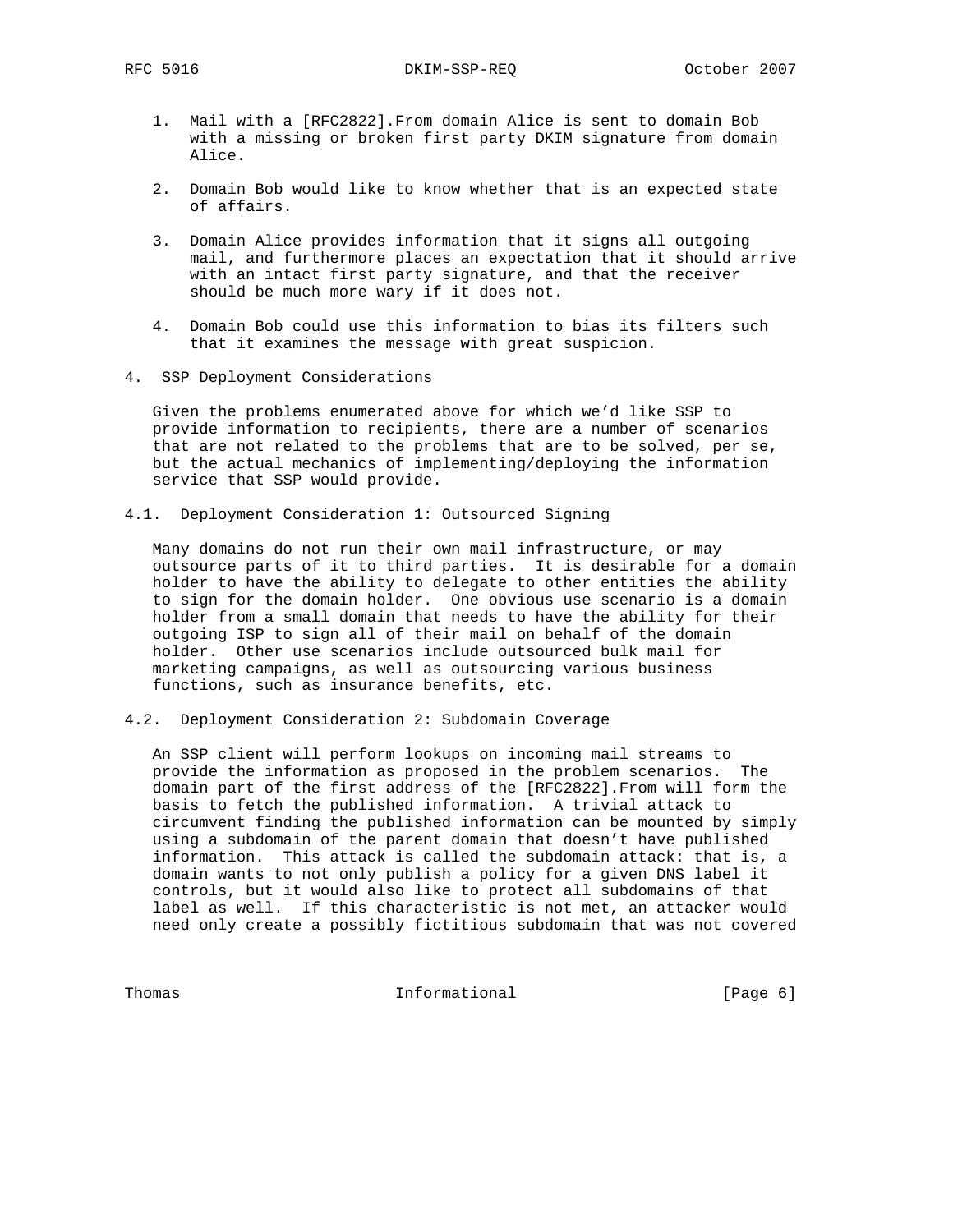1. Mail with a [RFC2822].From domain Alice is sent to domain Bob with a missing or broken first party DKIM signature from domain Alice.

2. Domain Bob would like to know whether that is an expected state of affairs.

3. Domain Alice provides information that it signs all outgoing mail, and furthermore places an expectation that it should arrive with an intact first party signature, and that the receiver should be much more wary if it does not.

4. Domain Bob could use this information to bias its filters such that it examines the message with great suspicion.

## 4. SSP Deployment Considerations

Given the problems enumerated above for which we'd like SSP to provide information to recipients, there are a number of scenarios that are not related to the problems that are to be solved, per se, but the actual mechanics of implementing/deploying the information service that SSP would provide.

### 4.1. Deployment Consideration 1: Outsourced Signing

Many domains do not run their own mail infrastructure, or may outsource parts of it to third parties. It is desirable for a domain holder to have the ability to delegate to other entities the ability to sign for the domain holder. One obvious use scenario is a domain holder from a small domain that needs to have the ability for their outgoing ISP to sign all of their mail on behalf of the domain holder. Other use scenarios include outsourced bulk mail for marketing campaigns, as well as outsourcing various business functions, such as insurance benefits, etc.

### 4.2. Deployment Consideration 2: Subdomain Coverage

An SSP client will perform lookups on incoming mail streams to provide the information as proposed in the problem scenarios. The domain part of the first address of the [RFC2822].From will form the basis to fetch the published information. A trivial attack to circumvent finding the published information can be mounted by simply using a subdomain of the parent domain that doesn't have published information. This attack is called the subdomain attack: that is, a domain wants to not only publish a policy for a given DNS label it controls, but it would also like to protect all subdomains of that label as well. If this characteristic is not met, an attacker would need only create a possibly fictitious subdomain that was not covered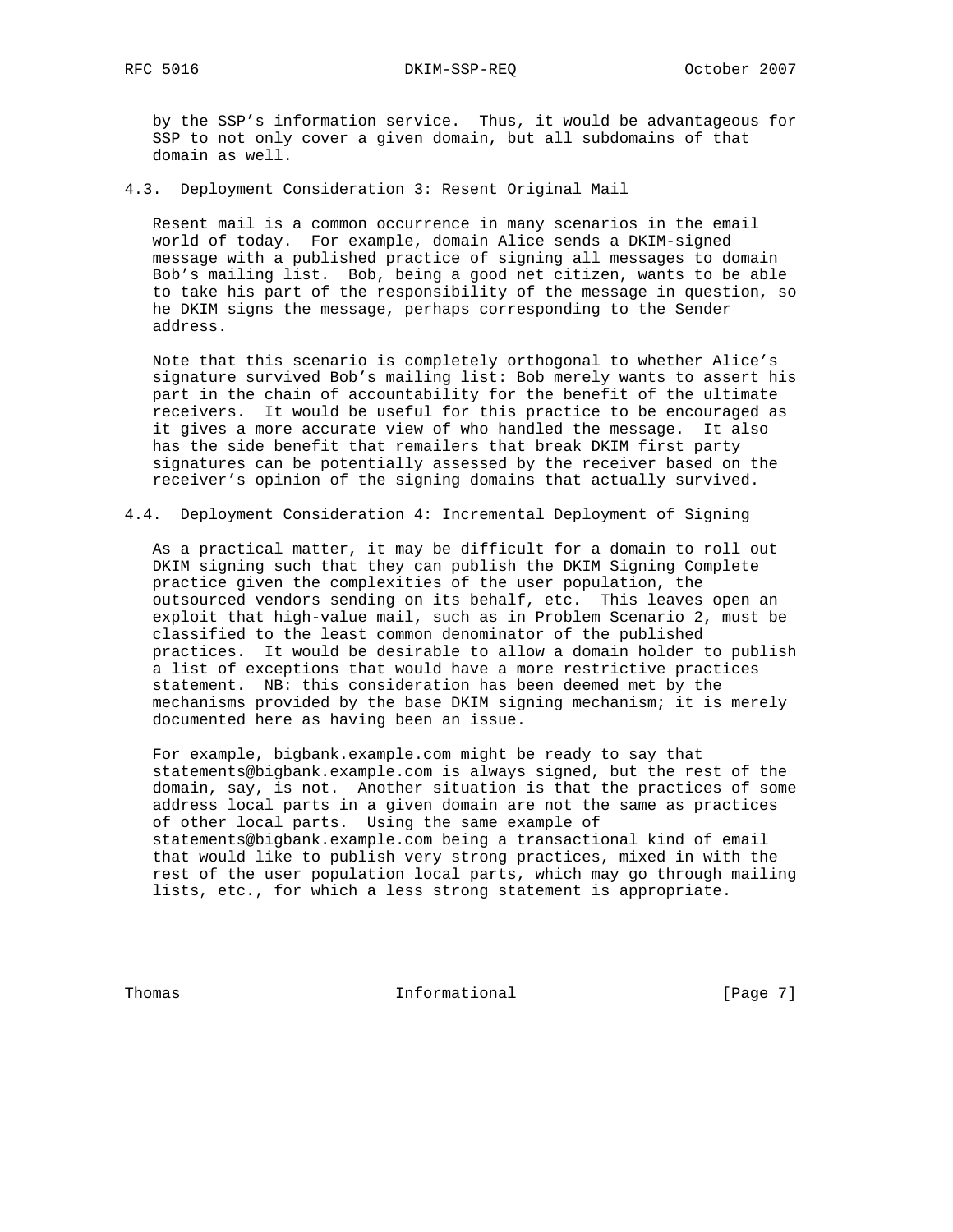by the SSP's information service. Thus, it would be advantageous for SSP to not only cover a given domain, but all subdomains of that domain as well.

### 4.3. Deployment Consideration 3: Resent Original Mail

Resent mail is a common occurrence in many scenarios in the email world of today. For example, domain Alice sends a DKIM-signed message with a published practice of signing all messages to domain Bob's mailing list. Bob, being a good net citizen, wants to be able to take his part of the responsibility of the message in question, so he DKIM signs the message, perhaps corresponding to the Sender address.

Note that this scenario is completely orthogonal to whether Alice's signature survived Bob's mailing list: Bob merely wants to assert his part in the chain of accountability for the benefit of the ultimate receivers. It would be useful for this practice to be encouraged as it gives a more accurate view of who handled the message. It also has the side benefit that remailers that break DKIM first party signatures can be potentially assessed by the receiver based on the receiver's opinion of the signing domains that actually survived.

### 4.4. Deployment Consideration 4: Incremental Deployment of Signing

As a practical matter, it may be difficult for a domain to roll out DKIM signing such that they can publish the DKIM Signing Complete practice given the complexities of the user population, the outsourced vendors sending on its behalf, etc. This leaves open an exploit that high-value mail, such as in Problem Scenario 2, must be classified to the least common denominator of the published practices. It would be desirable to allow a domain holder to publish a list of exceptions that would have a more restrictive practices statement. NB: this consideration has been deemed met by the mechanisms provided by the base DKIM signing mechanism; it is merely documented here as having been an issue.

For example, bigbank.example.com might be ready to say that statements@bigbank.example.com is always signed, but the rest of the domain, say, is not. Another situation is that the practices of some address local parts in a given domain are not the same as practices of other local parts. Using the same example of statements@bigbank.example.com being a transactional kind of email that would like to publish very strong practices, mixed in with the rest of the user population local parts, which may go through mailing lists, etc., for which a less strong statement is appropriate.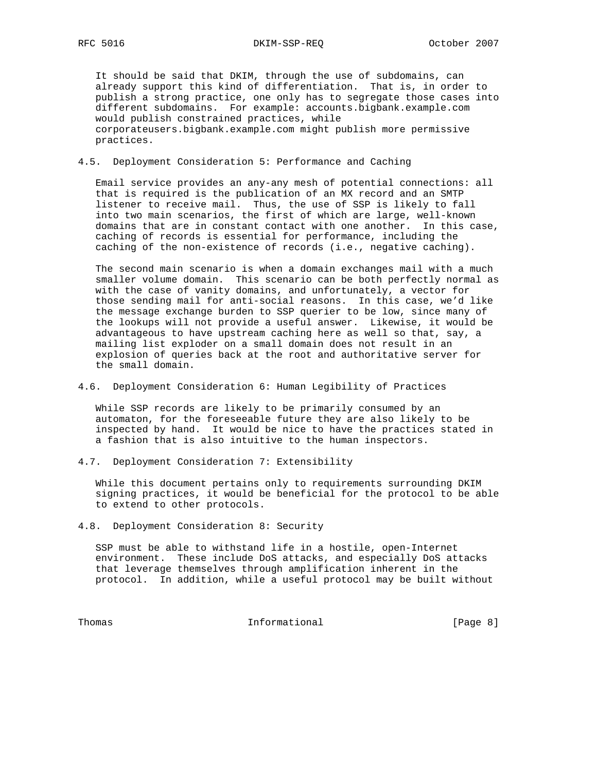It should be said that DKIM, through the use of subdomains, can already support this kind of differentiation. That is, in order to publish a strong practice, one only has to segregate those cases into different subdomains. For example: accounts.bigbank.example.com would publish constrained practices, while corporateusers.bigbank.example.com might publish more permissive practices.

### 4.5. Deployment Consideration 5: Performance and Caching

Email service provides an any-any mesh of potential connections: all that is required is the publication of an MX record and an SMTP listener to receive mail. Thus, the use of SSP is likely to fall into two main scenarios, the first of which are large, well-known domains that are in constant contact with one another. In this case, caching of records is essential for performance, including the caching of the non-existence of records (i.e., negative caching).

The second main scenario is when a domain exchanges mail with a much smaller volume domain. This scenario can be both perfectly normal as with the case of vanity domains, and unfortunately, a vector for those sending mail for anti-social reasons. In this case, we'd like the message exchange burden to SSP querier to be low, since many of the lookups will not provide a useful answer. Likewise, it would be advantageous to have upstream caching here as well so that, say, a mailing list exploder on a small domain does not result in an explosion of queries back at the root and authoritative server for the small domain.

### 4.6. Deployment Consideration 6: Human Legibility of Practices

While SSP records are likely to be primarily consumed by an automaton, for the foreseeable future they are also likely to be inspected by hand. It would be nice to have the practices stated in a fashion that is also intuitive to the human inspectors.

### 4.7. Deployment Consideration 7: Extensibility

While this document pertains only to requirements surrounding DKIM signing practices, it would be beneficial for the protocol to be able to extend to other protocols.

### 4.8. Deployment Consideration 8: Security

SSP must be able to withstand life in a hostile, open-Internet environment. These include DoS attacks, and especially DoS attacks that leverage themselves through amplification inherent in the protocol. In addition, while a useful protocol may be built without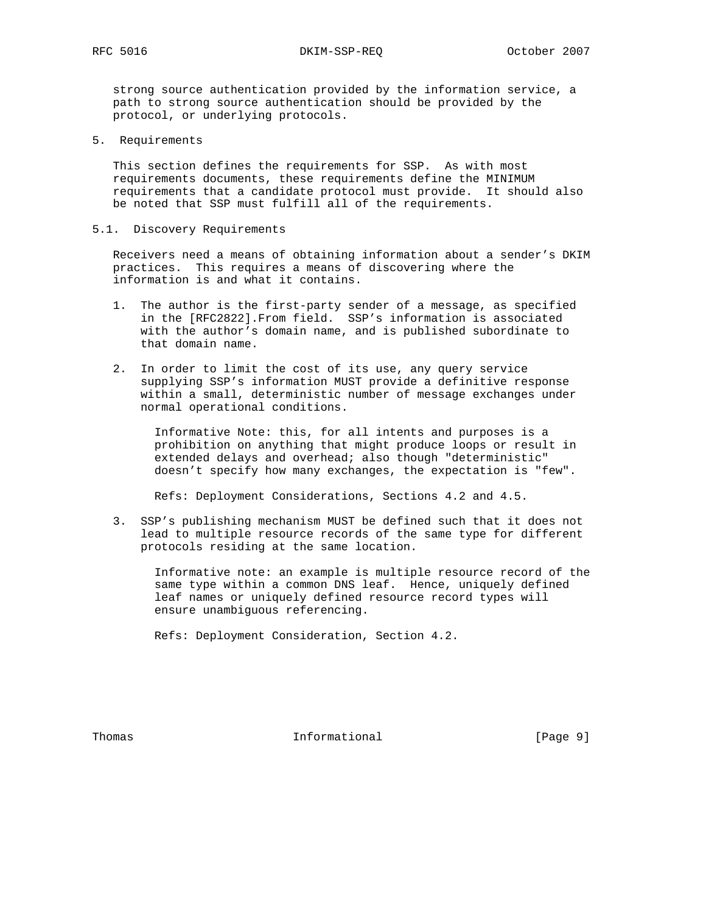strong source authentication provided by the information service, a path to strong source authentication should be provided by the protocol, or underlying protocols.

## 5. Requirements

This section defines the requirements for SSP. As with most requirements documents, these requirements define the MINIMUM requirements that a candidate protocol must provide. It should also be noted that SSP must fulfill all of the requirements.

### 5.1. Discovery Requirements

Receivers need a means of obtaining information about a sender's DKIM practices. This requires a means of discovering where the information is and what it contains.

1. The author is the first-party sender of a message, as specified in the [RFC2822].From field. SSP's information is associated with the author's domain name, and is published subordinate to that domain name.

2. In order to limit the cost of its use, any query service supplying SSP's information MUST provide a definitive response within a small, deterministic number of message exchanges under normal operational conditions.

   Informative Note: this, for all intents and purposes is a prohibition on anything that might produce loops or result in extended delays and overhead; also though "deterministic" doesn't specify how many exchanges, the expectation is "few".

   Refs: Deployment Considerations, Sections 4.2 and 4.5.

3. SSP's publishing mechanism MUST be defined such that it does not lead to multiple resource records of the same type for different protocols residing at the same location.

   Informative note: an example is multiple resource record of the same type within a common DNS leaf. Hence, uniquely defined leaf names or uniquely defined resource record types will ensure unambiguous referencing.

   Refs: Deployment Consideration, Section 4.2.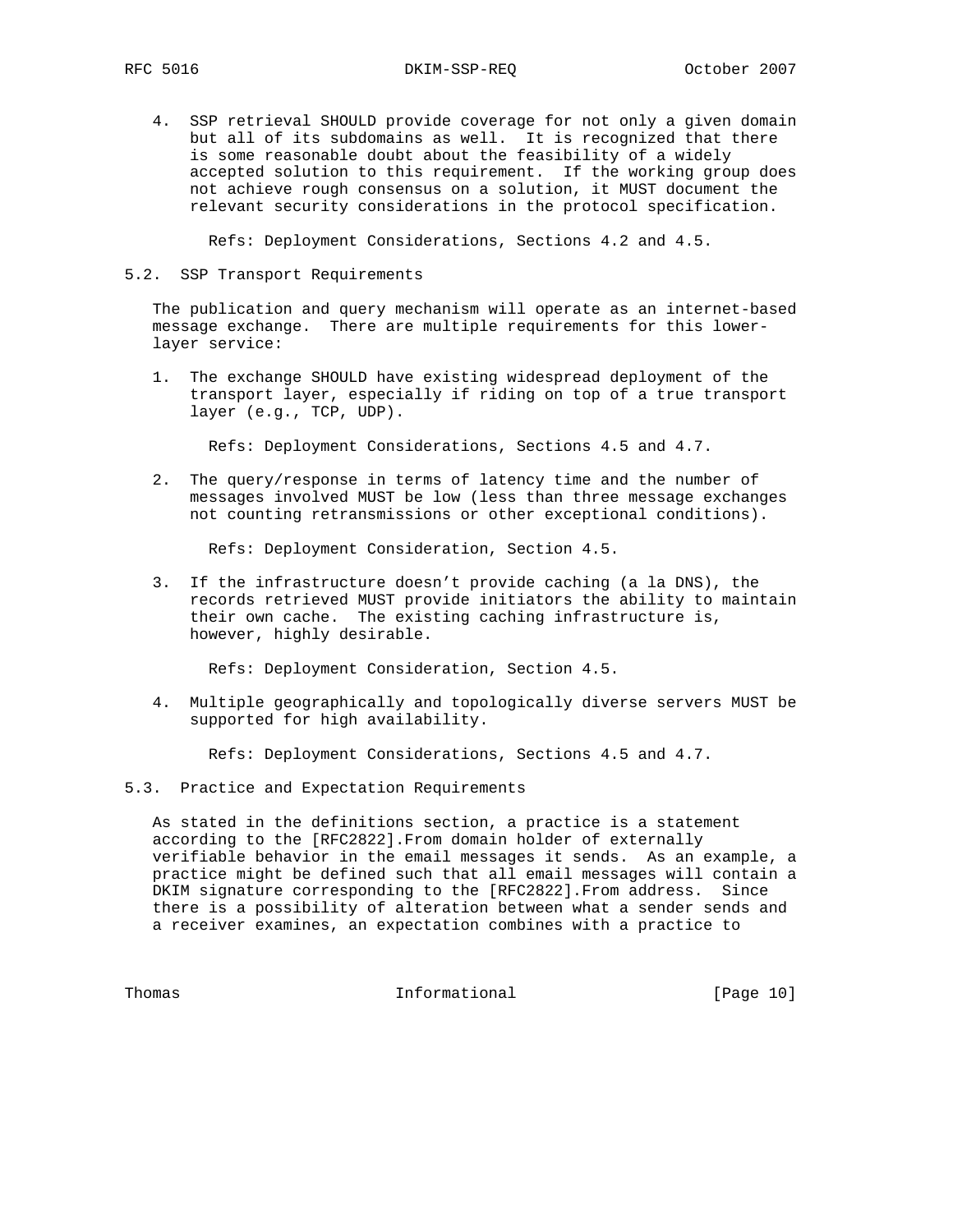4. SSP retrieval SHOULD provide coverage for not only a given domain but all of its subdomains as well. It is recognized that there is some reasonable doubt about the feasibility of a widely accepted solution to this requirement. If the working group does not achieve rough consensus on a solution, it MUST document the relevant security considerations in the protocol specification.

   Refs: Deployment Considerations, Sections 4.2 and 4.5.

### 5.2. SSP Transport Requirements

The publication and query mechanism will operate as an internet-based message exchange. There are multiple requirements for this lower-layer service:

1. The exchange SHOULD have existing widespread deployment of the transport layer, especially if riding on top of a true transport layer (e.g., TCP, UDP).

   Refs: Deployment Considerations, Sections 4.5 and 4.7.

2. The query/response in terms of latency time and the number of messages involved MUST be low (less than three message exchanges not counting retransmissions or other exceptional conditions).

   Refs: Deployment Consideration, Section 4.5.

3. If the infrastructure doesn't provide caching (a la DNS), the records retrieved MUST provide initiators the ability to maintain their own cache. The existing caching infrastructure is, however, highly desirable.

   Refs: Deployment Consideration, Section 4.5.

4. Multiple geographically and topologically diverse servers MUST be supported for high availability.

   Refs: Deployment Considerations, Sections 4.5 and 4.7.

### 5.3. Practice and Expectation Requirements

As stated in the definitions section, a practice is a statement according to the [RFC2822].From domain holder of externally verifiable behavior in the email messages it sends. As an example, a practice might be defined such that all email messages will contain a DKIM signature corresponding to the [RFC2822].From address. Since there is a possibility of alteration between what a sender sends and a receiver examines, an expectation combines with a practice to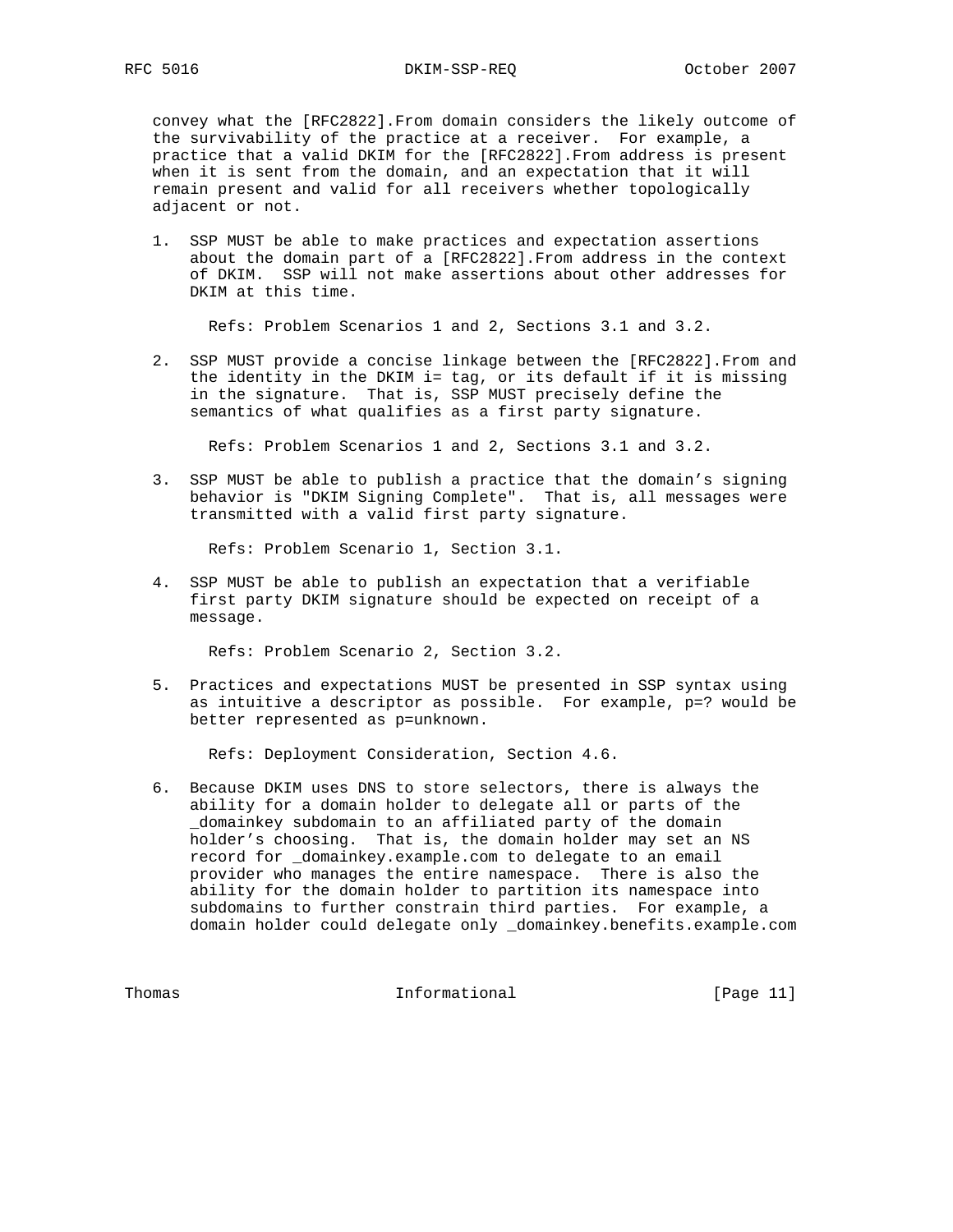convey what the [RFC2822].From domain considers the likely outcome of the survivability of the practice at a receiver. For example, a practice that a valid DKIM for the [RFC2822].From address is present when it is sent from the domain, and an expectation that it will remain present and valid for all receivers whether topologically adjacent or not.

1. SSP MUST be able to make practices and expectation assertions about the domain part of a [RFC2822].From address in the context of DKIM. SSP will not make assertions about other addresses for DKIM at this time.

   Refs: Problem Scenarios 1 and 2, Sections 3.1 and 3.2.

2. SSP MUST provide a concise linkage between the [RFC2822].From and the identity in the DKIM i= tag, or its default if it is missing in the signature. That is, SSP MUST precisely define the semantics of what qualifies as a first party signature.

   Refs: Problem Scenarios 1 and 2, Sections 3.1 and 3.2.

3. SSP MUST be able to publish a practice that the domain's signing behavior is "DKIM Signing Complete". That is, all messages were transmitted with a valid first party signature.

   Refs: Problem Scenario 1, Section 3.1.

4. SSP MUST be able to publish an expectation that a verifiable first party DKIM signature should be expected on receipt of a message.

   Refs: Problem Scenario 2, Section 3.2.

5. Practices and expectations MUST be presented in SSP syntax using as intuitive a descriptor as possible. For example, p=? would be better represented as p=unknown.

   Refs: Deployment Consideration, Section 4.6.

6. Because DKIM uses DNS to store selectors, there is always the ability for a domain holder to delegate all or parts of the _domainkey subdomain to an affiliated party of the domain holder's choosing. That is, the domain holder may set an NS record for _domainkey.example.com to delegate to an email provider who manages the entire namespace. There is also the ability for the domain holder to partition its namespace into subdomains to further constrain third parties. For example, a domain holder could delegate only _domainkey.benefits.example.com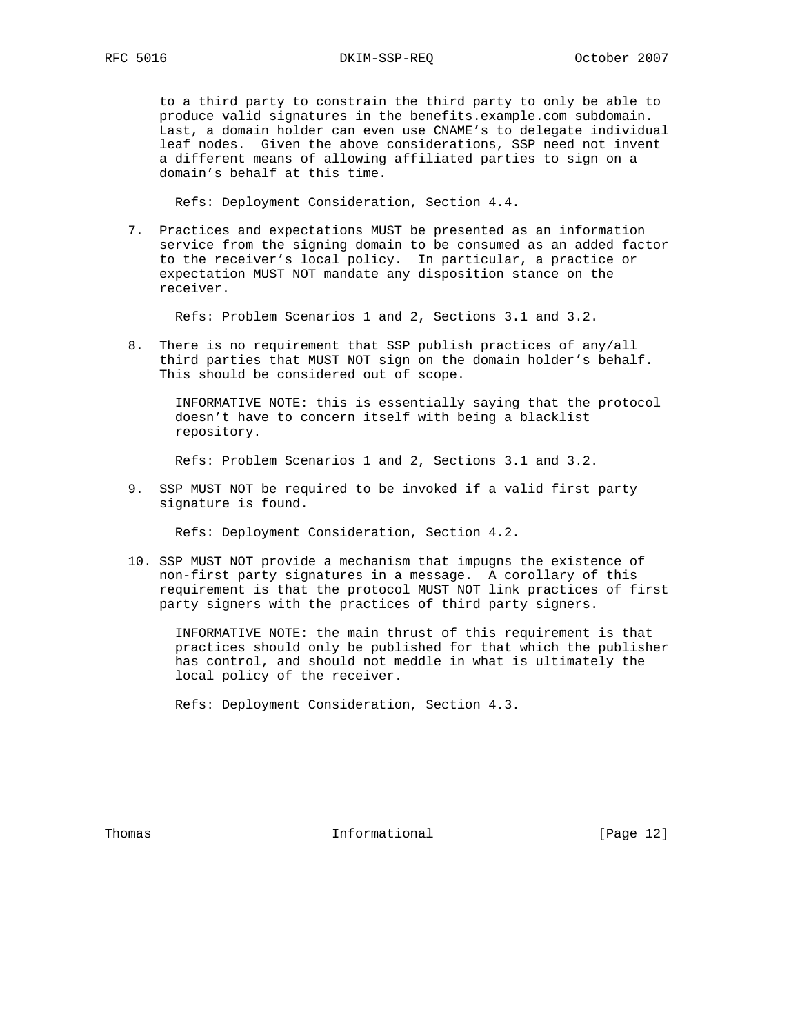to a third party to constrain the third party to only be able to produce valid signatures in the benefits.example.com subdomain. Last, a domain holder can even use CNAME's to delegate individual leaf nodes. Given the above considerations, SSP need not invent a different means of allowing affiliated parties to sign on a domain's behalf at this time.

Refs: Deployment Consideration, Section 4.4.

7. Practices and expectations MUST be presented as an information service from the signing domain to be consumed as an added factor to the receiver's local policy. In particular, a practice or expectation MUST NOT mandate any disposition stance on the receiver.

   Refs: Problem Scenarios 1 and 2, Sections 3.1 and 3.2.

8. There is no requirement that SSP publish practices of any/all third parties that MUST NOT sign on the domain holder's behalf. This should be considered out of scope.

   INFORMATIVE NOTE: this is essentially saying that the protocol doesn't have to concern itself with being a blacklist repository.

   Refs: Problem Scenarios 1 and 2, Sections 3.1 and 3.2.

9. SSP MUST NOT be required to be invoked if a valid first party signature is found.

   Refs: Deployment Consideration, Section 4.2.

10. SSP MUST NOT provide a mechanism that impugns the existence of non-first party signatures in a message. A corollary of this requirement is that the protocol MUST NOT link practices of first party signers with the practices of third party signers.

    INFORMATIVE NOTE: the main thrust of this requirement is that practices should only be published for that which the publisher has control, and should not meddle in what is ultimately the local policy of the receiver.

    Refs: Deployment Consideration, Section 4.3.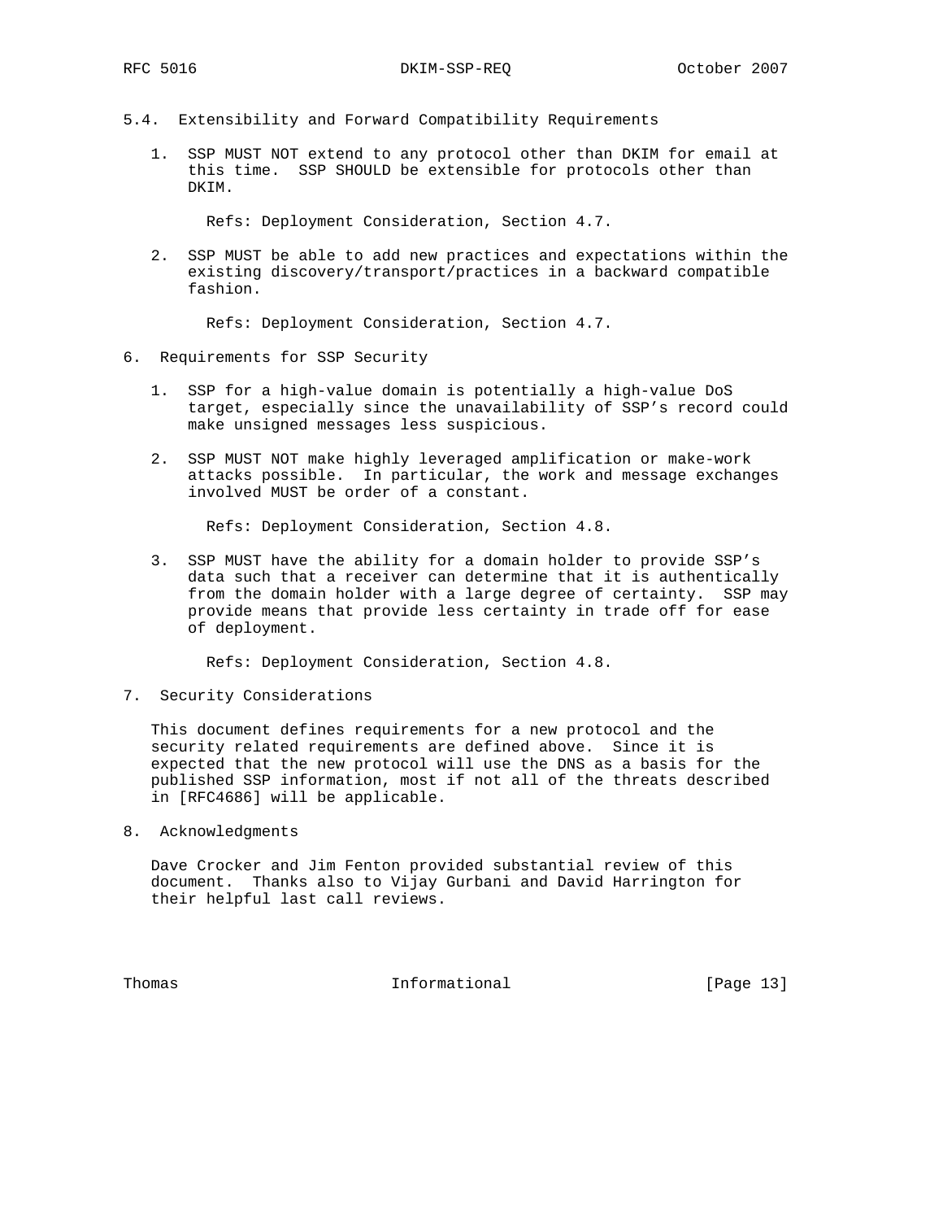### 5.4. Extensibility and Forward Compatibility Requirements

1. SSP MUST NOT extend to any protocol other than DKIM for email at this time. SSP SHOULD be extensible for protocols other than DKIM.

   Refs: Deployment Consideration, Section 4.7.

2. SSP MUST be able to add new practices and expectations within the existing discovery/transport/practices in a backward compatible fashion.

   Refs: Deployment Consideration, Section 4.7.

## 6. Requirements for SSP Security

1. SSP for a high-value domain is potentially a high-value DoS target, especially since the unavailability of SSP's record could make unsigned messages less suspicious.

2. SSP MUST NOT make highly leveraged amplification or make-work attacks possible. In particular, the work and message exchanges involved MUST be order of a constant.

   Refs: Deployment Consideration, Section 4.8.

3. SSP MUST have the ability for a domain holder to provide SSP's data such that a receiver can determine that it is authentically from the domain holder with a large degree of certainty. SSP may provide means that provide less certainty in trade off for ease of deployment.

   Refs: Deployment Consideration, Section 4.8.

## 7. Security Considerations

This document defines requirements for a new protocol and the security related requirements are defined above. Since it is expected that the new protocol will use the DNS as a basis for the published SSP information, most if not all of the threats described in [RFC4686] will be applicable.

## 8. Acknowledgments

Dave Crocker and Jim Fenton provided substantial review of this document. Thanks also to Vijay Gurbani and David Harrington for their helpful last call reviews.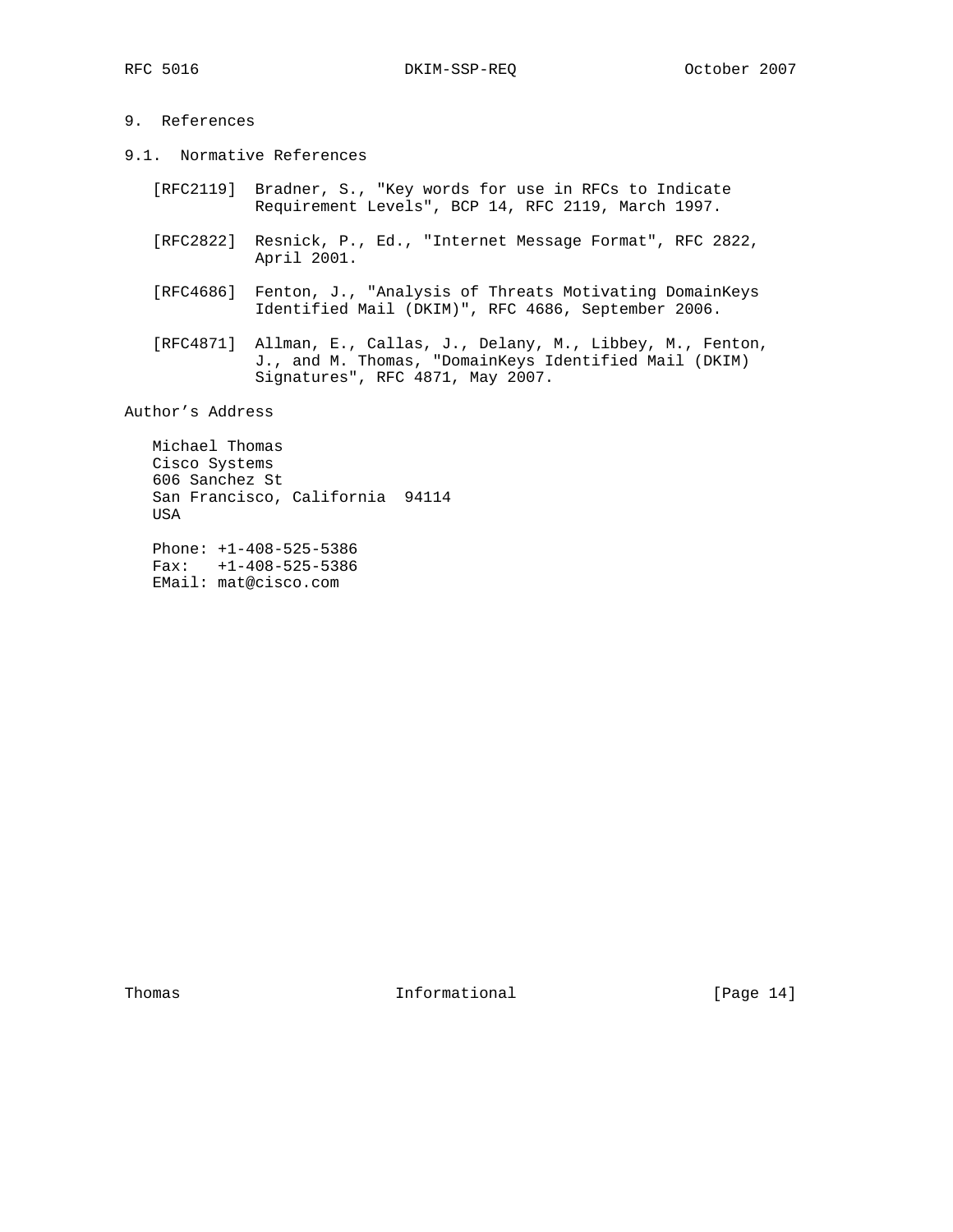## 9. References

### 9.1. Normative References

[RFC2119] Bradner, S., "Key words for use in RFCs to Indicate Requirement Levels", BCP 14, RFC 2119, March 1997.

[RFC2822] Resnick, P., Ed., "Internet Message Format", RFC 2822, April 2001.

[RFC4686] Fenton, J., "Analysis of Threats Motivating DomainKeys Identified Mail (DKIM)", RFC 4686, September 2006.

[RFC4871] Allman, E., Callas, J., Delany, M., Libbey, M., Fenton, J., and M. Thomas, "DomainKeys Identified Mail (DKIM) Signatures", RFC 4871, May 2007.

## Author's Address

Michael Thomas
Cisco Systems
606 Sanchez St
San Francisco, California  94114
USA

Phone: +1-408-525-5386
Fax:   +1-408-525-5386
EMail: mat@cisco.com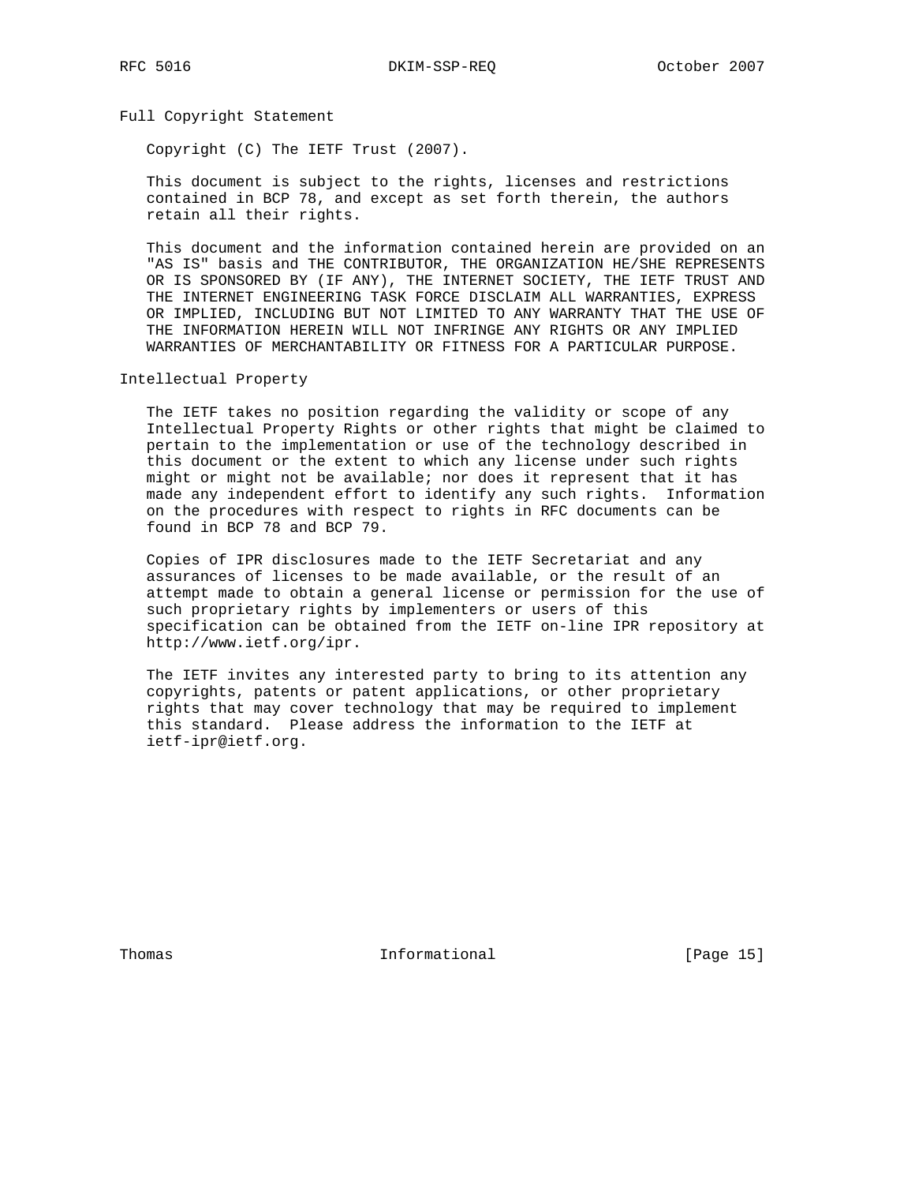## Full Copyright Statement

Copyright (C) The IETF Trust (2007).

This document is subject to the rights, licenses and restrictions contained in BCP 78, and except as set forth therein, the authors retain all their rights.

This document and the information contained herein are provided on an "AS IS" basis and THE CONTRIBUTOR, THE ORGANIZATION HE/SHE REPRESENTS OR IS SPONSORED BY (IF ANY), THE INTERNET SOCIETY, THE IETF TRUST AND THE INTERNET ENGINEERING TASK FORCE DISCLAIM ALL WARRANTIES, EXPRESS OR IMPLIED, INCLUDING BUT NOT LIMITED TO ANY WARRANTY THAT THE USE OF THE INFORMATION HEREIN WILL NOT INFRINGE ANY RIGHTS OR ANY IMPLIED WARRANTIES OF MERCHANTABILITY OR FITNESS FOR A PARTICULAR PURPOSE.

## Intellectual Property

The IETF takes no position regarding the validity or scope of any Intellectual Property Rights or other rights that might be claimed to pertain to the implementation or use of the technology described in this document or the extent to which any license under such rights might or might not be available; nor does it represent that it has made any independent effort to identify any such rights. Information on the procedures with respect to rights in RFC documents can be found in BCP 78 and BCP 79.

Copies of IPR disclosures made to the IETF Secretariat and any assurances of licenses to be made available, or the result of an attempt made to obtain a general license or permission for the use of such proprietary rights by implementers or users of this specification can be obtained from the IETF on-line IPR repository at http://www.ietf.org/ipr.

The IETF invites any interested party to bring to its attention any copyrights, patents or patent applications, or other proprietary rights that may cover technology that may be required to implement this standard. Please address the information to the IETF at ietf-ipr@ietf.org.